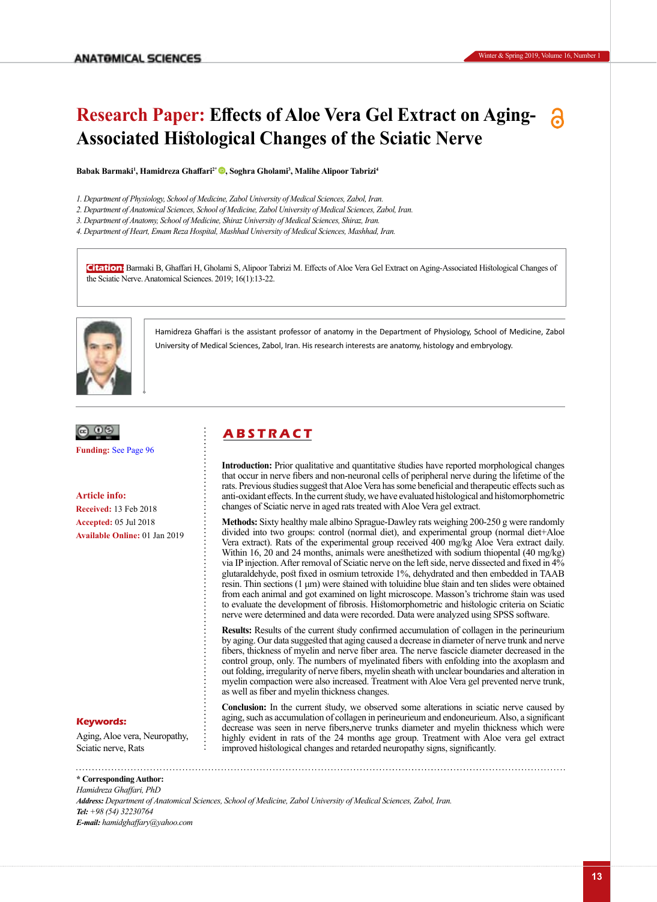# Research Paper: Effects of Aloe Vera Gel Extract on Aging-Associated Histological Changes of the Sciatic Nerve

**Babak Barmaki[1], Hamidreza Ghaffari[2*], Soghra Gholami[3], Malihe Alipoor Tabrizi[4]**

*1. Department of Physiology, School of Medicine, Zabol University of Medical Sciences, Zabol, Iran.*
*2. Department of Anatomical Sciences, School of Medicine, Zabol University of Medical Sciences, Zabol, Iran.*
*3. Department of Anatomy, School of Medicine, Shiraz University of Medical Sciences, Shiraz, Iran.*
*4. Department of Heart, Emam Reza Hospital, Mashhad University of Medical Sciences, Mashhad, Iran.*

**Citation:** Barmaki B, Ghaffari H, Gholami S, Alipoor Tabrizi M. Effects of Aloe Vera Gel Extract on Aging-Associated Histological Changes of the Sciatic Nerve. Anatomical Sciences. 2019; 16(1):13-22.

Hamidreza Ghaffari is the assistant professor of anatomy in the Department of Physiology, School of Medicine, Zabol University of Medical Sciences, Zabol, Iran. His research interests are anatomy, histology and embryology.

**Funding:** See Page 96

**Article info:**
**Received:** 13 Feb 2018
**Accepted:** 05 Jul 2018
**Available Online:** 01 Jan 2019

## ABSTRACT

**Introduction:** Prior qualitative and quantitative studies have reported morphological changes that occur in nerve fibers and non-neuronal cells of peripheral nerve during the lifetime of the rats. Previous studies suggest that Aloe Vera has some beneficial and therapeutic effects such as anti-oxidant effects. In the current study, we have evaluated histological and histomorphometric changes of Sciatic nerve in aged rats treated with Aloe Vera gel extract.

**Methods:** Sixty healthy male albino Sprague-Dawley rats weighing 200-250 g were randomly divided into two groups: control (normal diet), and experimental group (normal diet+Aloe Vera extract). Rats of the experimental group received 400 mg/kg Aloe Vera extract daily. Within 16, 20 and 24 months, animals were anesthetized with sodium thiopental (40 mg/kg) via IP injection. After removal of Sciatic nerve on the left side, nerve dissected and fixed in 4% glutaraldehyde, post fixed in osmium tetroxide 1%, dehydrated and then embedded in TAAB resin. Thin sections (1 µm) were stained with toluidine blue stain and ten slides were obtained from each animal and got examined on light microscope. Masson's trichrome stain was used to evaluate the development of fibrosis. Histomorphometric and histologic criteria on Sciatic nerve were determined and data were recorded. Data were analyzed using SPSS software.

**Results:** Results of the current study confirmed accumulation of collagen in the perineurium by aging. Our data suggested that aging caused a decrease in diameter of nerve trunk and nerve fibers, thickness of myelin and nerve fiber area. The nerve fascicle diameter decreased in the control group, only. The numbers of myelinated fibers with enfolding into the axoplasm and out folding, irregularity of nerve fibers, myelin sheath with unclear boundaries and alteration in myelin compaction were also increased. Treatment with Aloe Vera gel prevented nerve trunk, as well as fiber and myelin thickness changes.

**Conclusion:** In the current study, we observed some alterations in sciatic nerve caused by aging, such as accumulation of collagen in perineurieum and endoneurieum. Also, a significant decrease was seen in nerve fibers,nerve trunks diameter and myelin thickness which were highly evident in rats of the 24 months age group. Treatment with Aloe vera gel extract improved histological changes and retarded neuropathy signs, significantly.

**Keywords:**
Aging, Aloe vera, Neuropathy, Sciatic nerve, Rats

\* **Corresponding Author:**
*Hamidreza Ghaffari, PhD*
***Address:*** *Department of Anatomical Sciences, School of Medicine, Zabol University of Medical Sciences, Zabol, Iran.*
***Tel:*** *+98 (54) 32230764*
***E-mail:*** *hamidghaffary@yahoo.com*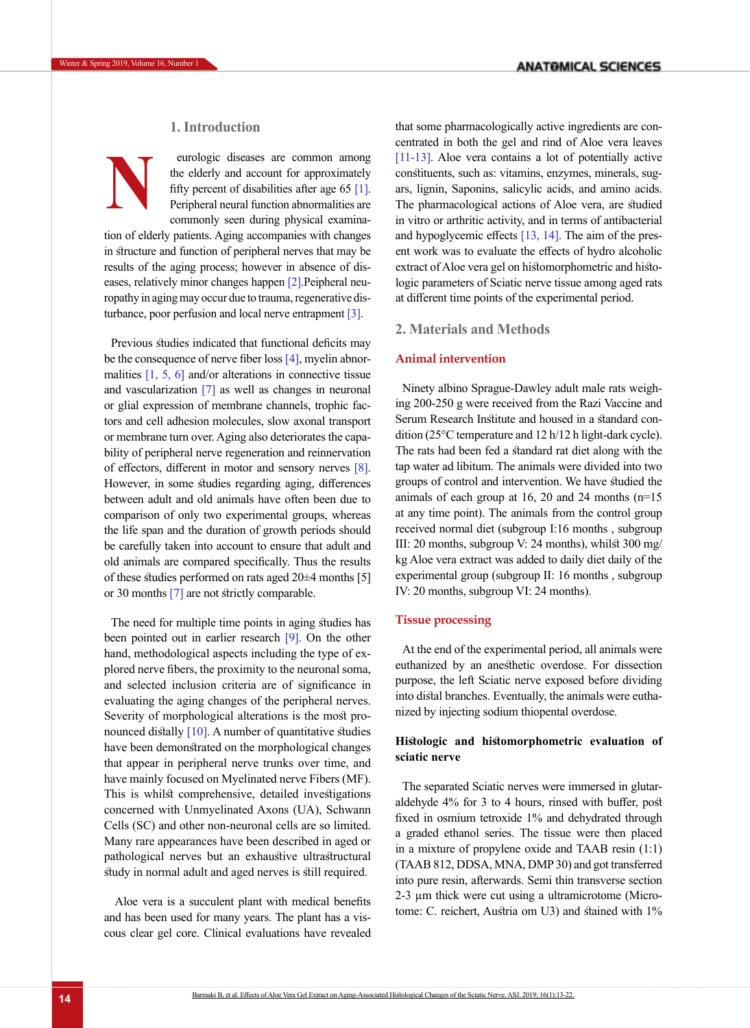## 1. Introduction

Neurologic diseases are common among the elderly and account for approximately fifty percent of disabilities after age 65 [1]. Peripheral neural function abnormalities are commonly seen during physical examination of elderly patients. Aging accompanies with changes in structure and function of peripheral nerves that may be results of the aging process; however in absence of diseases, relatively minor changes happen [2].Peripheral neuropathy in aging may occur due to trauma, regenerative disturbance, poor perfusion and local nerve entrapment [3].

Previous studies indicated that functional deficits may be the consequence of nerve fiber loss [4], myelin abnormalities [1, 5, 6] and/or alterations in connective tissue and vascularization [7] as well as changes in neuronal or glial expression of membrane channels, trophic factors and cell adhesion molecules, slow axonal transport or membrane turn over. Aging also deteriorates the capability of peripheral nerve regeneration and reinnervation of effectors, different in motor and sensory nerves [8]. However, in some studies regarding aging, differences between adult and old animals have often been due to comparison of only two experimental groups, whereas the life span and the duration of growth periods should be carefully taken into account to ensure that adult and old animals are compared specifically. Thus the results of these studies performed on rats aged 20±4 months [5] or 30 months [7] are not strictly comparable.

The need for multiple time points in aging studies has been pointed out in earlier research [9]. On the other hand, methodological aspects including the type of explored nerve fibers, the proximity to the neuronal soma, and selected inclusion criteria are of significance in evaluating the aging changes of the peripheral nerves. Severity of morphological alterations is the most pronounced distally [10]. A number of quantitative studies have been demonstrated on the morphological changes that appear in peripheral nerve trunks over time, and have mainly focused on Myelinated nerve Fibers (MF). This is whilst comprehensive, detailed investigations concerned with Unmyelinated Axons (UA), Schwann Cells (SC) and other non-neuronal cells are so limited. Many rare appearances have been described in aged or pathological nerves but an exhaustive ultrastructural study in normal adult and aged nerves is still required.

Aloe vera is a succulent plant with medical benefits and has been used for many years. The plant has a viscous clear gel core. Clinical evaluations have revealed that some pharmacologically active ingredients are concentrated in both the gel and rind of Aloe vera leaves [11-13]. Aloe vera contains a lot of potentially active constituents, such as: vitamins, enzymes, minerals, sugars, lignin, Saponins, salicylic acids, and amino acids. The pharmacological actions of Aloe vera, are studied in vitro or arthritic activity, and in terms of antibacterial and hypoglycemic effects [13, 14]. The aim of the present work was to evaluate the effects of hydro alcoholic extract of Aloe vera gel on histomorphometric and histologic parameters of Sciatic nerve tissue among aged rats at different time points of the experimental period.

## 2. Materials and Methods

### Animal intervention

Ninety albino Sprague-Dawley adult male rats weighing 200-250 g were received from the Razi Vaccine and Serum Research Institute and housed in a standard condition (25°C temperature and 12 h/12 h light-dark cycle). The rats had been fed a standard rat diet along with the tap water ad libitum. The animals were divided into two groups of control and intervention. We have studied the animals of each group at 16, 20 and 24 months (n=15 at any time point). The animals from the control group received normal diet (subgroup I:16 months , subgroup III: 20 months, subgroup V: 24 months), whilst 300 mg/kg Aloe vera extract was added to daily diet daily of the experimental group (subgroup II: 16 months , subgroup IV: 20 months, subgroup VI: 24 months).

### Tissue processing

At the end of the experimental period, all animals were euthanized by an anesthetic overdose. For dissection purpose, the left Sciatic nerve exposed before dividing into distal branches. Eventually, the animals were euthanized by injecting sodium thiopental overdose.

#### Histologic and histomorphometric evaluation of sciatic nerve

The separated Sciatic nerves were immersed in glutaraldehyde 4% for 3 to 4 hours, rinsed with buffer, post fixed in osmium tetroxide 1% and dehydrated through a graded ethanol series. The tissue were then placed in a mixture of propylene oxide and TAAB resin (1:1) (TAAB 812, DDSA, MNA, DMP 30) and got transferred into pure resin, afterwards. Semi thin transverse section 2-3 µm thick were cut using a ultramicrotome (Microtome: C. reichert, Austria om U3) and stained with 1%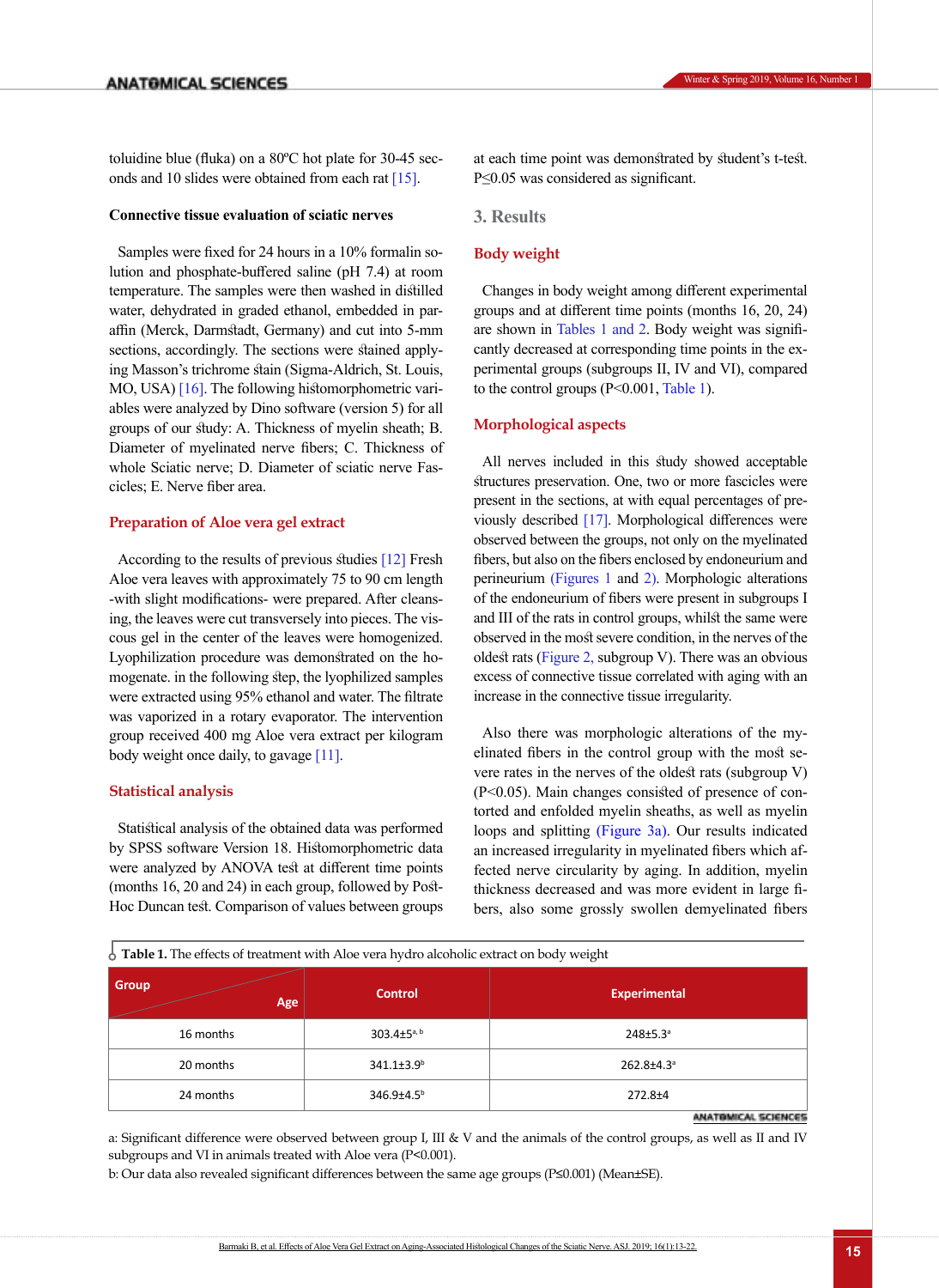toluidine blue (fluka) on a 80ºC hot plate for 30-45 seconds and 10 slides were obtained from each rat [15].

**Connective tissue evaluation of sciatic nerves**

Samples were fixed for 24 hours in a 10% formalin solution and phosphate-buffered saline (pH 7.4) at room temperature. The samples were then washed in distilled water, dehydrated in graded ethanol, embedded in paraffin (Merck, Darmstadt, Germany) and cut into 5-mm sections, accordingly. The sections were stained applying Masson's trichrome stain (Sigma-Aldrich, St. Louis, MO, USA) [16]. The following histomorphometric variables were analyzed by Dino software (version 5) for all groups of our study: A. Thickness of myelin sheath; B. Diameter of myelinated nerve fibers; C. Thickness of whole Sciatic nerve; D. Diameter of sciatic nerve Fascicles; E. Nerve fiber area.

### Preparation of Aloe vera gel extract

According to the results of previous studies [12] Fresh Aloe vera leaves with approximately 75 to 90 cm length -with slight modifications- were prepared. After cleansing, the leaves were cut transversely into pieces. The viscous gel in the center of the leaves were homogenized. Lyophilization procedure was demonstrated on the homogenate. in the following step, the lyophilized samples were extracted using 95% ethanol and water. The filtrate was vaporized in a rotary evaporator. The intervention group received 400 mg Aloe vera extract per kilogram body weight once daily, to gavage [11].

### Statistical analysis

Statistical analysis of the obtained data was performed by SPSS software Version 18. Histomorphometric data were analyzed by ANOVA test at different time points (months 16, 20 and 24) in each group, followed by Post-Hoc Duncan test. Comparison of values between groups at each time point was demonstrated by student's t-test. P≤0.05 was considered as significant.

## 3. Results

### Body weight

Changes in body weight among different experimental groups and at different time points (months 16, 20, 24) are shown in Tables 1 and 2. Body weight was significantly decreased at corresponding time points in the experimental groups (subgroups II, IV and VI), compared to the control groups (P<0.001, Table 1).

### Morphological aspects

All nerves included in this study showed acceptable structures preservation. One, two or more fascicles were present in the sections, at with equal percentages of previously described [17]. Morphological differences were observed between the groups, not only on the myelinated fibers, but also on the fibers enclosed by endoneurium and perineurium (Figures 1 and 2). Morphologic alterations of the endoneurium of fibers were present in subgroups I and III of the rats in control groups, whilst the same were observed in the most severe condition, in the nerves of the oldest rats (Figure 2, subgroup V). There was an obvious excess of connective tissue correlated with aging with an increase in the connective tissue irregularity.

Also there was morphologic alterations of the myelinated fibers in the control group with the most severe rates in the nerves of the oldest rats (subgroup V) (P<0.05). Main changes consisted of presence of contorted and enfolded myelin sheaths, as well as myelin loops and splitting (Figure 3a). Our results indicated an increased irregularity in myelinated fibers which affected nerve circularity by aging. In addition, myelin thickness decreased and was more evident in large fibers, also some grossly swollen demyelinated fibers

**Table 1.** The effects of treatment with Aloe vera hydro alcoholic extract on body weight

| Group / Age | Control | Experimental |
|---|---|---|
| 16 months | 303.4±5[a, b] | 248±5.3[a] |
| 20 months | 341.1±3.9[b] | 262.8±4.3[a] |
| 24 months | 346.9±4.5[b] | 272.8±4 |

a: Significant difference were observed between group I, III & V and the animals of the control groups, as well as II and IV subgroups and VI in animals treated with Aloe vera (P<0.001).

b: Our data also revealed significant differences between the same age groups (P≤0.001) (Mean±SE).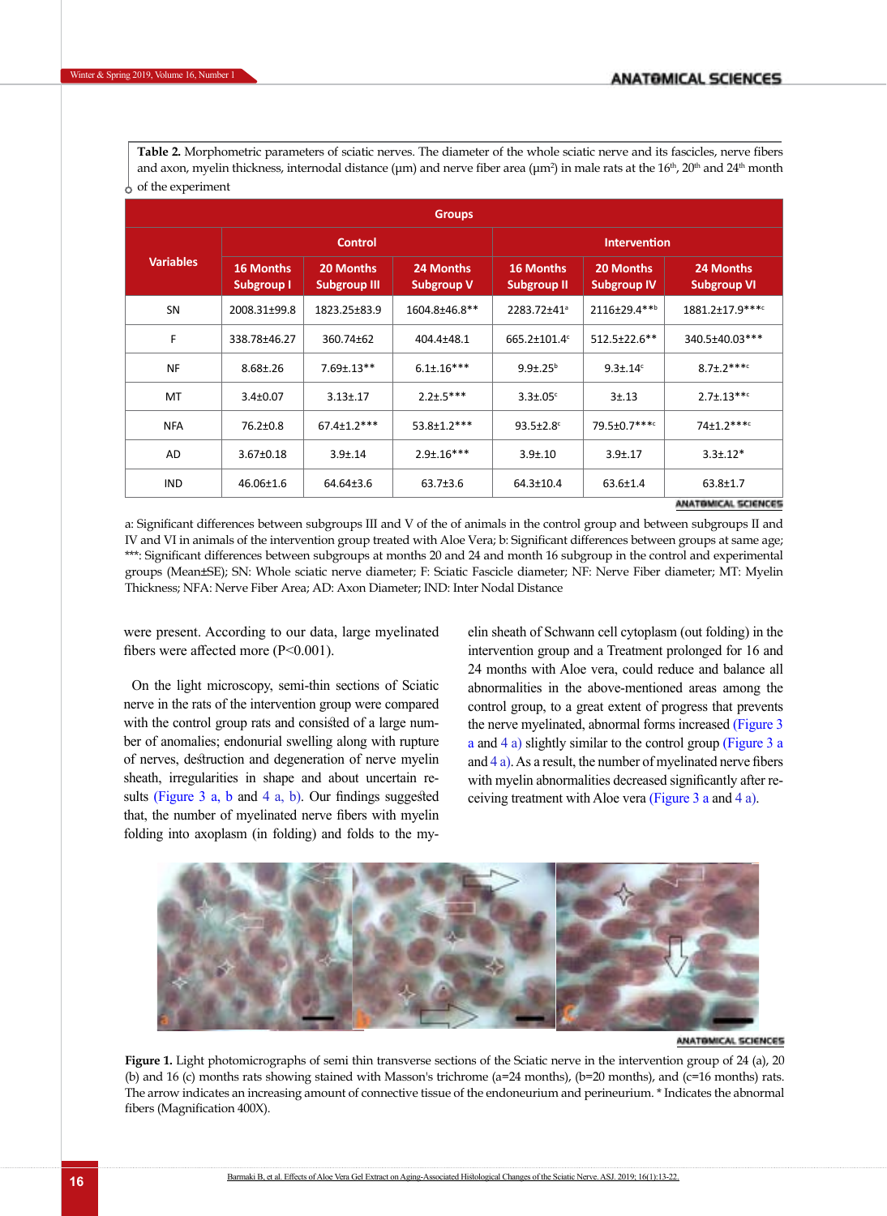**Table 2.** Morphometric parameters of sciatic nerves. The diameter of the whole sciatic nerve and its fascicles, nerve fibers and axon, myelin thickness, internodal distance (μm) and nerve fiber area (μm²) in male rats at the 16th, 20th and 24th month of the experiment

| Variables | Groups | | | | | |
|---|---|---|---|---|---|---|
| | Control | | | Intervention | | |
| | 16 Months Subgroup I | 20 Months Subgroup III | 24 Months Subgroup V | 16 Months Subgroup II | 20 Months Subgroup IV | 24 Months Subgroup VI |
| SN | 2008.31±99.8 | 1823.25±83.9 | 1604.8±46.8** | 2283.72±41[a] | 2116±29.4**[b] | 1881.2±17.9***[c] |
| F | 338.78±46.27 | 360.74±62 | 404.4±48.1 | 665.2±101.4[c] | 512.5±22.6** | 340.5±40.03*** |
| NF | 8.68±.26 | 7.69±.13** | 6.1±.16*** | 9.9±.25[b] | 9.3±.14[c] | 8.7±.2***[c] |
| MT | 3.4±0.07 | 3.13±.17 | 2.2±.5*** | 3.3±.05[c] | 3±.13 | 2.7±.13**[c] |
| NFA | 76.2±0.8 | 67.4±1.2*** | 53.8±1.2*** | 93.5±2.8[c] | 79.5±0.7***[c] | 74±1.2***[c] |
| AD | 3.67±0.18 | 3.9±.14 | 2.9±.16*** | 3.9±.10 | 3.9±.17 | 3.3±.12* |
| IND | 46.06±1.6 | 64.64±3.6 | 63.7±3.6 | 64.3±10.4 | 63.6±1.4 | 63.8±1.7 |

a: Significant differences between subgroups III and V of the of animals in the control group and between subgroups II and IV and VI in animals of the intervention group treated with Aloe Vera; b: Significant differences between groups at same age; ***: Significant differences between subgroups at months 20 and 24 and month 16 subgroup in the control and experimental groups (Mean±SE); SN: Whole sciatic nerve diameter; F: Sciatic Fascicle diameter; NF: Nerve Fiber diameter; MT: Myelin Thickness; NFA: Nerve Fiber Area; AD: Axon Diameter; IND: Inter Nodal Distance

were present. According to our data, large myelinated fibers were affected more (P<0.001).

On the light microscopy, semi-thin sections of Sciatic nerve in the rats of the intervention group were compared with the control group rats and consisted of a large number of anomalies; endonurial swelling along with rupture of nerves, destruction and degeneration of nerve myelin sheath, irregularities in shape and about uncertain results (Figure 3 a, b and 4 a, b). Our findings suggested that, the number of myelinated nerve fibers with myelin folding into axoplasm (in folding) and folds to the myelin sheath of Schwann cell cytoplasm (out folding) in the intervention group and a Treatment prolonged for 16 and 24 months with Aloe vera, could reduce and balance all abnormalities in the above-mentioned areas among the control group, to a great extent of progress that prevents the nerve myelinated, abnormal forms increased (Figure 3 a and 4 a) slightly similar to the control group (Figure 3 a and 4 a). As a result, the number of myelinated nerve fibers with myelin abnormalities decreased significantly after receiving treatment with Aloe vera (Figure 3 a and 4 a).

**Figure 1.** Light photomicrographs of semi thin transverse sections of the Sciatic nerve in the intervention group of 24 (a), 20 (b) and 16 (c) months rats showing stained with Masson's trichrome (a=24 months), (b=20 months), and (c=16 months) rats. The arrow indicates an increasing amount of connective tissue of the endoneurium and perineurium. * Indicates the abnormal fibers (Magnification 400X).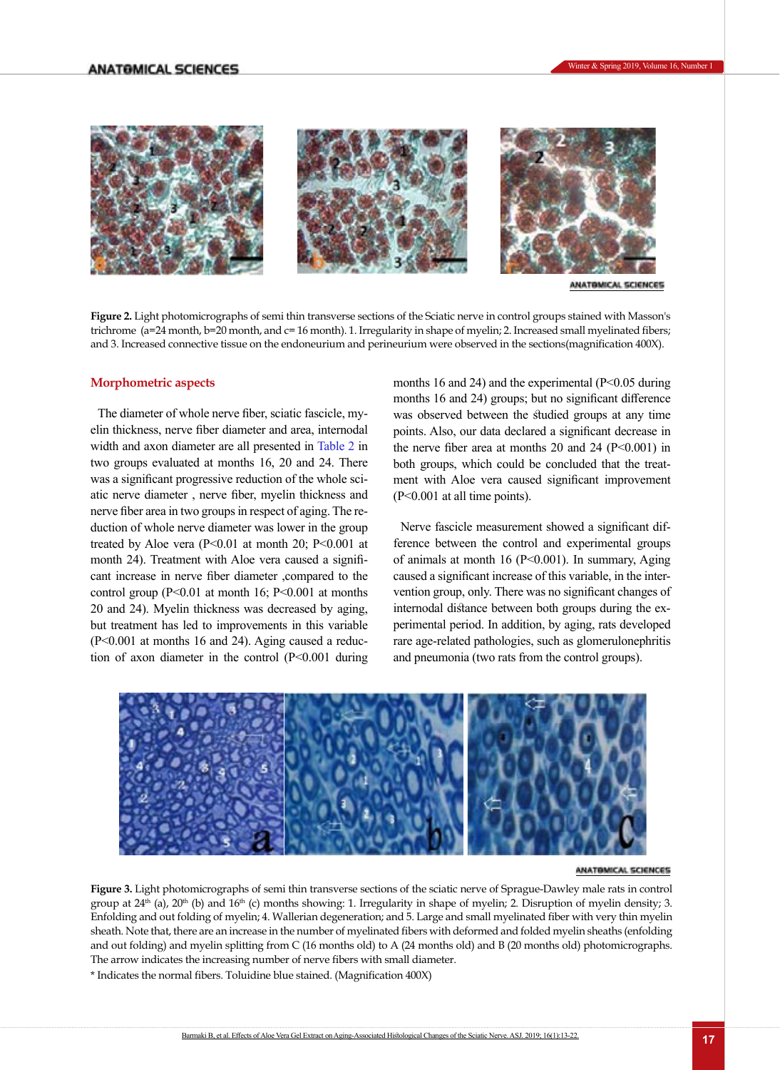**Figure 2.** Light photomicrographs of semi thin transverse sections of the Sciatic nerve in control groups stained with Masson's trichrome (a=24 month, b=20 month, and c= 16 month). 1. Irregularity in shape of myelin; 2. Increased small myelinated fibers; and 3. Increased connective tissue on the endoneurium and perineurium were observed in the sections(magnification 400X).

## Morphometric aspects

The diameter of whole nerve fiber, sciatic fascicle, myelin thickness, nerve fiber diameter and area, internodal width and axon diameter are all presented in Table 2 in two groups evaluated at months 16, 20 and 24. There was a significant progressive reduction of the whole sciatic nerve diameter , nerve fiber, myelin thickness and nerve fiber area in two groups in respect of aging. The reduction of whole nerve diameter was lower in the group treated by Aloe vera ($P<0.01$ at month 20; $P<0.001$ at month 24). Treatment with Aloe vera caused a significant increase in nerve fiber diameter ,compared to the control group ($P<0.01$ at month 16; $P<0.001$ at months 20 and 24). Myelin thickness was decreased by aging, but treatment has led to improvements in this variable ($P<0.001$ at months 16 and 24). Aging caused a reduction of axon diameter in the control ($P<0.001$ during months 16 and 24) and the experimental ($P<0.05$ during months 16 and 24) groups; but no significant difference was observed between the studied groups at any time points. Also, our data declared a significant decrease in the nerve fiber area at months 20 and 24 ($P<0.001$) in both groups, which could be concluded that the treatment with Aloe vera caused significant improvement ($P<0.001$ at all time points).

Nerve fascicle measurement showed a significant difference between the control and experimental groups of animals at month 16 ($P<0.001$). In summary, Aging caused a significant increase of this variable, in the intervention group, only. There was no significant changes of internodal distance between both groups during the experimental period. In addition, by aging, rats developed rare age-related pathologies, such as glomerulonephritis and pneumonia (two rats from the control groups).

**Figure 3.** Light photomicrographs of semi thin transverse sections of the sciatic nerve of Sprague-Dawley male rats in control group at 24th (a), 20th (b) and 16th (c) months showing: 1. Irregularity in shape of myelin; 2. Disruption of myelin density; 3. Enfolding and out folding of myelin; 4. Wallerian degeneration; and 5. Large and small myelinated fiber with very thin myelin sheath. Note that, there are an increase in the number of myelinated fibers with deformed and folded myelin sheaths (enfolding and out folding) and myelin splitting from C (16 months old) to A (24 months old) and B (20 months old) photomicrographs. The arrow indicates the increasing number of nerve fibers with small diameter.

* Indicates the normal fibers. Toluidine blue stained. (Magnification 400X)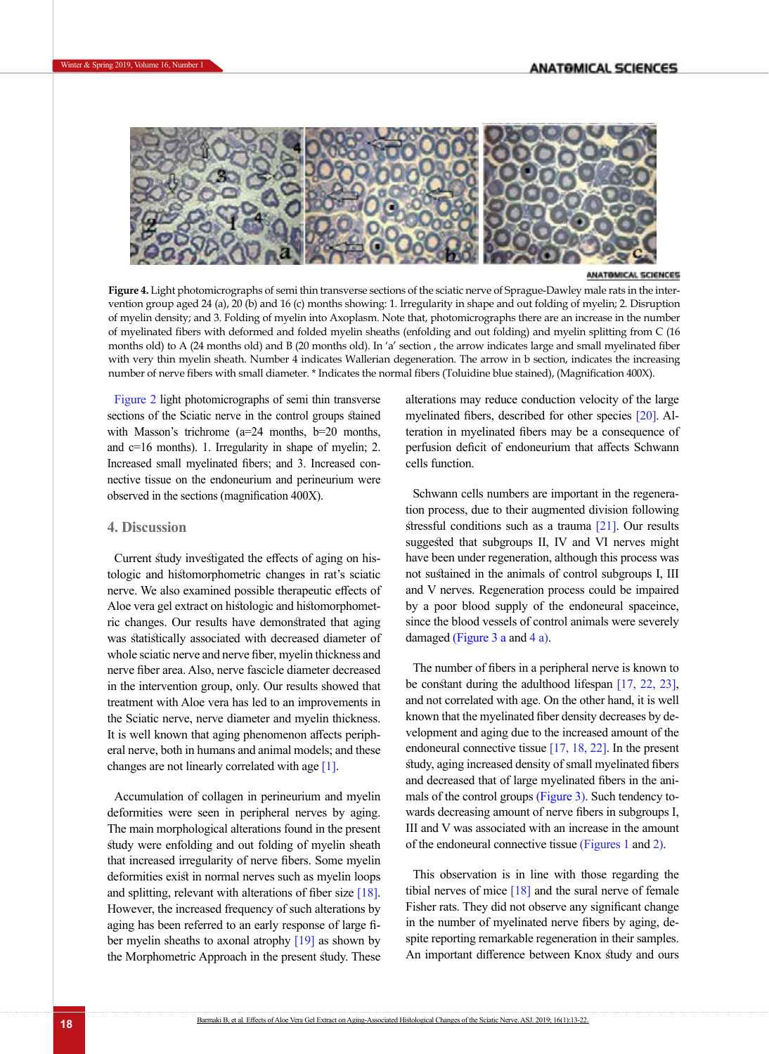**Figure 4.** Light photomicrographs of semi thin transverse sections of the sciatic nerve of Sprague-Dawley male rats in the intervention group aged 24 (a), 20 (b) and 16 (c) months showing: 1. Irregularity in shape and out folding of myelin; 2. Disruption of myelin density; and 3. Folding of myelin into Axoplasm. Note that, photomicrographs there are an increase in the number of myelinated fibers with deformed and folded myelin sheaths (enfolding and out folding) and myelin splitting from C (16 months old) to A (24 months old) and B (20 months old). In 'a' section , the arrow indicates large and small myelinated fiber with very thin myelin sheath. Number 4 indicates Wallerian degeneration. The arrow in b section, indicates the increasing number of nerve fibers with small diameter. * Indicates the normal fibers (Toluidine blue stained), (Magnification 400X).

Figure 2 light photomicrographs of semi thin transverse sections of the Sciatic nerve in the control groups stained with Masson's trichrome (a=24 months, b=20 months, and c=16 months). 1. Irregularity in shape of myelin; 2. Increased small myelinated fibers; and 3. Increased connective tissue on the endoneurium and perineurium were observed in the sections (magnification 400X).

## 4. Discussion

Current study investigated the effects of aging on histologic and histomorphometric changes in rat's sciatic nerve. We also examined possible therapeutic effects of Aloe vera gel extract on histologic and histomorphometric changes. Our results have demonstrated that aging was statistically associated with decreased diameter of whole sciatic nerve and nerve fiber, myelin thickness and nerve fiber area. Also, nerve fascicle diameter decreased in the intervention group, only. Our results showed that treatment with Aloe vera has led to an improvements in the Sciatic nerve, nerve diameter and myelin thickness. It is well known that aging phenomenon affects peripheral nerve, both in humans and animal models; and these changes are not linearly correlated with age [1].

Accumulation of collagen in perineurium and myelin deformities were seen in peripheral nerves by aging. The main morphological alterations found in the present study were enfolding and out folding of myelin sheath that increased irregularity of nerve fibers. Some myelin deformities exist in normal nerves such as myelin loops and splitting, relevant with alterations of fiber size [18]. However, the increased frequency of such alterations by aging has been referred to an early response of large fiber myelin sheaths to axonal atrophy [19] as shown by the Morphometric Approach in the present study. These alterations may reduce conduction velocity of the large myelinated fibers, described for other species [20]. Alteration in myelinated fibers may be a consequence of perfusion deficit of endoneurium that affects Schwann cells function.

Schwann cells numbers are important in the regeneration process, due to their augmented division following stressful conditions such as a trauma [21]. Our results suggested that subgroups II, IV and VI nerves might have been under regeneration, although this process was not sustained in the animals of control subgroups I, III and V nerves. Regeneration process could be impaired by a poor blood supply of the endoneural spaceince, since the blood vessels of control animals were severely damaged (Figure 3 a and 4 a).

The number of fibers in a peripheral nerve is known to be constant during the adulthood lifespan [17, 22, 23], and not correlated with age. On the other hand, it is well known that the myelinated fiber density decreases by development and aging due to the increased amount of the endoneural connective tissue [17, 18, 22]. In the present study, aging increased density of small myelinated fibers and decreased that of large myelinated fibers in the animals of the control groups (Figure 3). Such tendency towards decreasing amount of nerve fibers in subgroups I, III and V was associated with an increase in the amount of the endoneural connective tissue (Figures 1 and 2).

This observation is in line with those regarding the tibial nerves of mice [18] and the sural nerve of female Fisher rats. They did not observe any significant change in the number of myelinated nerve fibers by aging, despite reporting remarkable regeneration in their samples. An important difference between Knox study and ours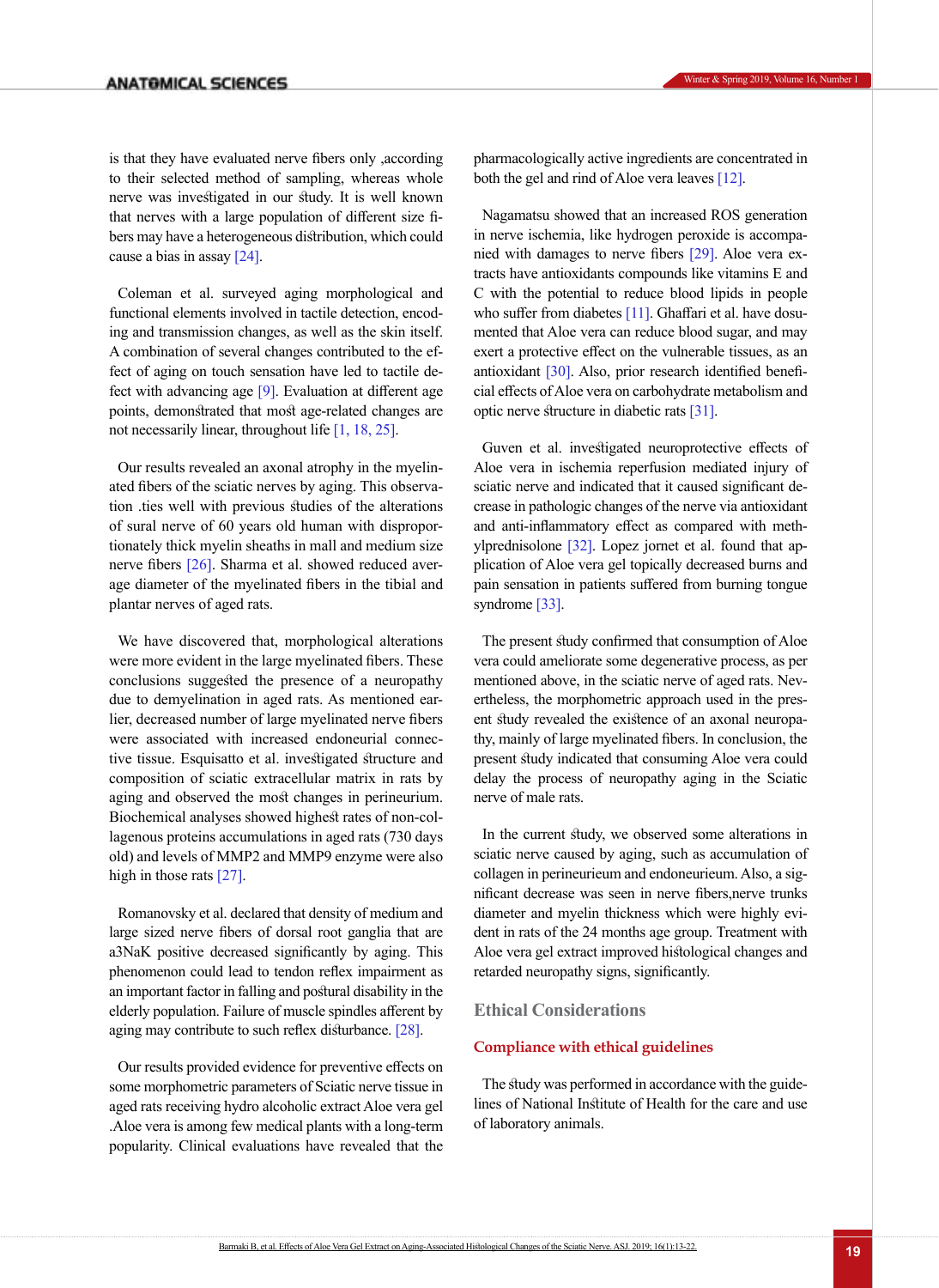is that they have evaluated nerve fibers only ,according to their selected method of sampling, whereas whole nerve was investigated in our study. It is well known that nerves with a large population of different size fibers may have a heterogeneous distribution, which could cause a bias in assay [24].

Coleman et al. surveyed aging morphological and functional elements involved in tactile detection, encoding and transmission changes, as well as the skin itself. A combination of several changes contributed to the effect of aging on touch sensation have led to tactile defect with advancing age [9]. Evaluation at different age points, demonstrated that most age-related changes are not necessarily linear, throughout life [1, 18, 25].

Our results revealed an axonal atrophy in the myelinated fibers of the sciatic nerves by aging. This observation .ties well with previous studies of the alterations of sural nerve of 60 years old human with disproportionately thick myelin sheaths in mall and medium size nerve fibers [26]. Sharma et al. showed reduced average diameter of the myelinated fibers in the tibial and plantar nerves of aged rats.

We have discovered that, morphological alterations were more evident in the large myelinated fibers. These conclusions suggested the presence of a neuropathy due to demyelination in aged rats. As mentioned earlier, decreased number of large myelinated nerve fibers were associated with increased endoneurial connective tissue. Esquisatto et al. investigated structure and composition of sciatic extracellular matrix in rats by aging and observed the most changes in perineurium. Biochemical analyses showed highest rates of non-collagenous proteins accumulations in aged rats (730 days old) and levels of MMP2 and MMP9 enzyme were also high in those rats [27].

Romanovsky et al. declared that density of medium and large sized nerve fibers of dorsal root ganglia that are a3NaK positive decreased significantly by aging. This phenomenon could lead to tendon reflex impairment as an important factor in falling and postural disability in the elderly population. Failure of muscle spindles afferent by aging may contribute to such reflex disturbance. [28].

Our results provided evidence for preventive effects on some morphometric parameters of Sciatic nerve tissue in aged rats receiving hydro alcoholic extract Aloe vera gel .Aloe vera is among few medical plants with a long-term popularity. Clinical evaluations have revealed that the pharmacologically active ingredients are concentrated in both the gel and rind of Aloe vera leaves [12].

Nagamatsu showed that an increased ROS generation in nerve ischemia, like hydrogen peroxide is accompanied with damages to nerve fibers [29]. Aloe vera extracts have antioxidants compounds like vitamins E and C with the potential to reduce blood lipids in people who suffer from diabetes [11]. Ghaffari et al. have dosumented that Aloe vera can reduce blood sugar, and may exert a protective effect on the vulnerable tissues, as an antioxidant [30]. Also, prior research identified beneficial effects of Aloe vera on carbohydrate metabolism and optic nerve structure in diabetic rats [31].

Guven et al. investigated neuroprotective effects of Aloe vera in ischemia reperfusion mediated injury of sciatic nerve and indicated that it caused significant decrease in pathologic changes of the nerve via antioxidant and anti-inflammatory effect as compared with methylprednisolone [32]. Lopez jornet et al. found that application of Aloe vera gel topically decreased burns and pain sensation in patients suffered from burning tongue syndrome [33].

The present study confirmed that consumption of Aloe vera could ameliorate some degenerative process, as per mentioned above, in the sciatic nerve of aged rats. Nevertheless, the morphometric approach used in the present study revealed the existence of an axonal neuropathy, mainly of large myelinated fibers. In conclusion, the present study indicated that consuming Aloe vera could delay the process of neuropathy aging in the Sciatic nerve of male rats.

In the current study, we observed some alterations in sciatic nerve caused by aging, such as accumulation of collagen in perineurieum and endoneurieum. Also, a significant decrease was seen in nerve fibers,nerve trunks diameter and myelin thickness which were highly evident in rats of the 24 months age group. Treatment with Aloe vera gel extract improved histological changes and retarded neuropathy signs, significantly.

## Ethical Considerations

### Compliance with ethical guidelines

The study was performed in accordance with the guidelines of National Institute of Health for the care and use of laboratory animals.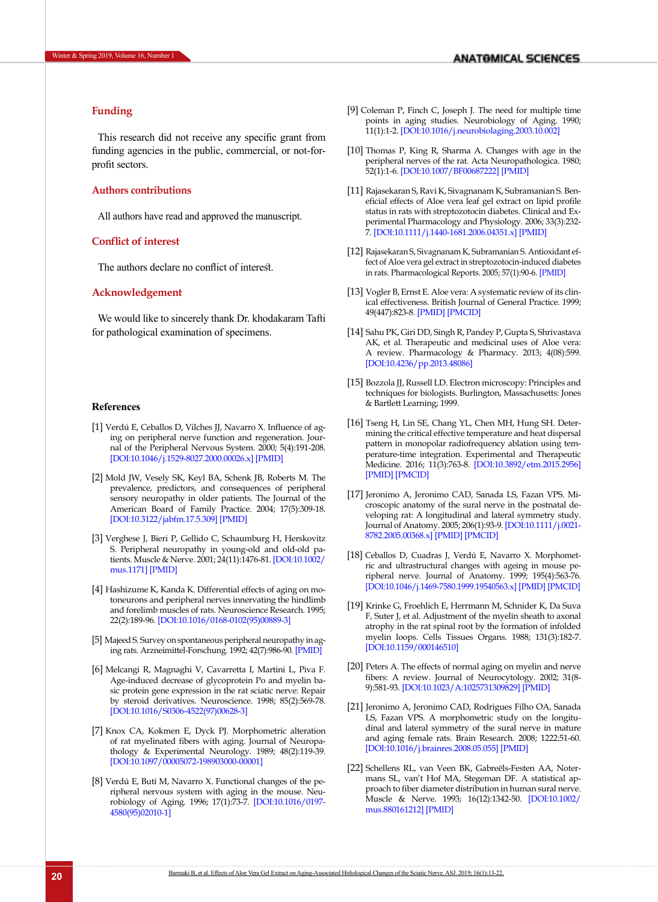## Funding

This research did not receive any specific grant from funding agencies in the public, commercial, or not-for-profit sectors.

## Authors contributions

All authors have read and approved the manuscript.

## Conflict of interest

The authors declare no conflict of interest.

## Acknowledgement

We would like to sincerely thank Dr. khodakaram Tafti for pathological examination of specimens.

## References

[1] Verdú E, Ceballos D, Vilches JJ, Navarro X. Influence of aging on peripheral nerve function and regeneration. Journal of the Peripheral Nervous System. 2000; 5(4):191-208. [DOI:10.1046/j.1529-8027.2000.00026.x] [PMID]

[2] Mold JW, Vesely SK, Keyl BA, Schenk JB, Roberts M. The prevalence, predictors, and consequences of peripheral sensory neuropathy in older patients. The Journal of the American Board of Family Practice. 2004; 17(5):309-18. [DOI:10.3122/jabfm.17.5.309] [PMID]

[3] Verghese J, Bieri P, Gellido C, Schaumburg H, Herskovitz S. Peripheral neuropathy in young-old and old-old patients. Muscle & Nerve. 2001; 24(11):1476-81. [DOI:10.1002/mus.1171] [PMID]

[4] Hashizume K, Kanda K. Differential effects of aging on motoneurons and peripheral nerves innervating the hindlimb and forelimb muscles of rats. Neuroscience Research. 1995; 22(2):189-96. [DOI:10.1016/0168-0102(95)00889-3]

[5] Majeed S. Survey on spontaneous peripheral neuropathy in aging rats. Arzneimittel-Forschung. 1992; 42(7):986-90. [PMID]

[6] Melcangi R, Magnaghi V, Cavarretta I, Martini L, Piva F. Age-induced decrease of glycoprotein Po and myelin basic protein gene expression in the rat sciatic nerve: Repair by steroid derivatives. Neuroscience. 1998; 85(2):569-78. [DOI:10.1016/S0306-4522(97)00628-3]

[7] Knox CA, Kokmen E, Dyck PJ. Morphometric alteration of rat myelinated fibers with aging. Journal of Neuropathology & Experimental Neurology. 1989; 48(2):119-39. [DOI:10.1097/00005072-198903000-00001]

[8] Verdú E, Butí M, Navarro X. Functional changes of the peripheral nervous system with aging in the mouse. Neurobiology of Aging. 1996; 17(1):73-7. [DOI:10.1016/0197-4580(95)02010-1]

[9] Coleman P, Finch C, Joseph J. The need for multiple time points in aging studies. Neurobiology of Aging. 1990; 11(1):1-2. [DOI:10.1016/j.neurobiolaging.2003.10.002]

[10] Thomas P, King R, Sharma A. Changes with age in the peripheral nerves of the rat. Acta Neuropathologica. 1980; 52(1):1-6. [DOI:10.1007/BF00687222] [PMID]

[11] Rajasekaran S, Ravi K, Sivagnanam K, Subramanian S. Beneficial effects of Aloe vera leaf gel extract on lipid profile status in rats with streptozotocin diabetes. Clinical and Experimental Pharmacology and Physiology. 2006; 33(3):232-7. [DOI:10.1111/j.1440-1681.2006.04351.x] [PMID]

[12] Rajasekaran S, Sivagnanam K, Subramanian S. Antioxidant effect of Aloe vera gel extract in streptozotocin-induced diabetes in rats. Pharmacological Reports. 2005; 57(1):90-6. [PMID]

[13] Vogler B, Ernst E. Aloe vera: A systematic review of its clinical effectiveness. British Journal of General Practice. 1999; 49(447):823-8. [PMID] [PMCID]

[14] Sahu PK, Giri DD, Singh R, Pandey P, Gupta S, Shrivastava AK, et al. Therapeutic and medicinal uses of Aloe vera: A review. Pharmacology & Pharmacy. 2013; 4(08):599. [DOI:10.4236/pp.2013.48086]

[15] Bozzola JJ, Russell LD. Electron microscopy: Principles and techniques for biologists. Burlington, Massachusetts: Jones & Bartlett Learning; 1999.

[16] Tseng H, Lin SE, Chang YL, Chen MH, Hung SH. Determining the critical effective temperature and heat dispersal pattern in monopolar radiofrequency ablation using temperature-time integration. Experimental and Therapeutic Medicine. 2016; 11(3):763-8. [DOI:10.3892/etm.2015.2956] [PMID] [PMCID]

[17] Jeronimo A, Jeronimo CAD, Sanada LS, Fazan VPS. Microscopic anatomy of the sural nerve in the postnatal developing rat: A longitudinal and lateral symmetry study. Journal of Anatomy. 2005; 206(1):93-9. [DOI:10.1111/j.0021-8782.2005.00368.x] [PMID] [PMCID]

[18] Ceballos D, Cuadras J, Verdú E, Navarro X. Morphometric and ultrastructural changes with ageing in mouse peripheral nerve. Journal of Anatomy. 1999; 195(4):563-76. [DOI:10.1046/j.1469-7580.1999.19540563.x] [PMID] [PMCID]

[19] Krinke G, Froehlich E, Herrmann M, Schnider K, Da Suva F, Suter J, et al. Adjustment of the myelin sheath to axonal atrophy in the rat spinal root by the formation of infolded myelin loops. Cells Tissues Organs. 1988; 131(3):182-7. [DOI:10.1159/000146510]

[20] Peters A. The effects of normal aging on myelin and nerve fibers: A review. Journal of Neurocytology. 2002; 31(8-9):581-93. [DOI:10.1023/A:1025731309829] [PMID]

[21] Jeronimo A, Jeronimo CAD, Rodrigues Filho OA, Sanada LS, Fazan VPS. A morphometric study on the longitudinal and lateral symmetry of the sural nerve in mature and aging female rats. Brain Research. 2008; 1222:51-60. [DOI:10.1016/j.brainres.2008.05.055] [PMID]

[22] Schellens RL, van Veen BK, Gabreëls-Festen AA, Notermans SL, van't Hof MA, Stegeman DF. A statistical approach to fiber diameter distribution in human sural nerve. Muscle & Nerve. 1993; 16(12):1342-50. [DOI:10.1002/mus.880161212] [PMID]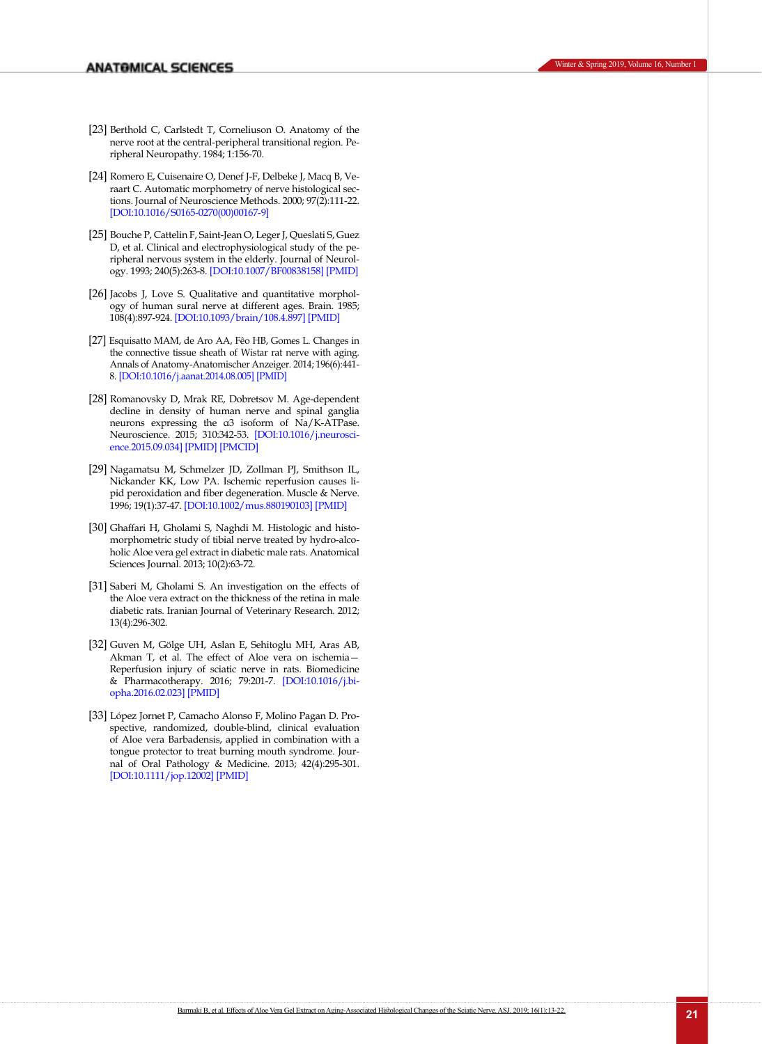[23] Berthold C, Carlstedt T, Corneliuson O. Anatomy of the nerve root at the central-peripheral transitional region. Peripheral Neuropathy. 1984; 1:156-70.

[24] Romero E, Cuisenaire O, Denef J-F, Delbeke J, Macq B, Veraart C. Automatic morphometry of nerve histological sections. Journal of Neuroscience Methods. 2000; 97(2):111-22. [DOI:10.1016/S0165-0270(00)00167-9]

[25] Bouche P, Cattelin F, Saint-Jean O, Leger J, Queslati S, Guez D, et al. Clinical and electrophysiological study of the peripheral nervous system in the elderly. Journal of Neurology. 1993; 240(5):263-8. [DOI:10.1007/BF00838158] [PMID]

[26] Jacobs J, Love S. Qualitative and quantitative morphology of human sural nerve at different ages. Brain. 1985; 108(4):897-924. [DOI:10.1093/brain/108.4.897] [PMID]

[27] Esquisatto MAM, de Aro AA, Fêo HB, Gomes L. Changes in the connective tissue sheath of Wistar rat nerve with aging. Annals of Anatomy-Anatomischer Anzeiger. 2014; 196(6):441-8. [DOI:10.1016/j.aanat.2014.08.005] [PMID]

[28] Romanovsky D, Mrak RE, Dobretsov M. Age-dependent decline in density of human nerve and spinal ganglia neurons expressing the α3 isoform of Na/K-ATPase. Neuroscience. 2015; 310:342-53. [DOI:10.1016/j.neuroscience.2015.09.034] [PMID] [PMCID]

[29] Nagamatsu M, Schmelzer JD, Zollman PJ, Smithson IL, Nickander KK, Low PA. Ischemic reperfusion causes lipid peroxidation and fiber degeneration. Muscle & Nerve. 1996; 19(1):37-47. [DOI:10.1002/mus.880190103] [PMID]

[30] Ghaffari H, Gholami S, Naghdi M. Histologic and histomorphometric study of tibial nerve treated by hydro-alcoholic Aloe vera gel extract in diabetic male rats. Anatomical Sciences Journal. 2013; 10(2):63-72.

[31] Saberi M, Gholami S. An investigation on the effects of the Aloe vera extract on the thickness of the retina in male diabetic rats. Iranian Journal of Veterinary Research. 2012; 13(4):296-302.

[32] Guven M, Gölge UH, Aslan E, Sehitoglu MH, Aras AB, Akman T, et al. The effect of Aloe vera on ischemia—Reperfusion injury of sciatic nerve in rats. Biomedicine & Pharmacotherapy. 2016; 79:201-7. [DOI:10.1016/j.biopha.2016.02.023] [PMID]

[33] López Jornet P, Camacho Alonso F, Molino Pagan D. Prospective, randomized, double-blind, clinical evaluation of Aloe vera Barbadensis, applied in combination with a tongue protector to treat burning mouth syndrome. Journal of Oral Pathology & Medicine. 2013; 42(4):295-301. [DOI:10.1111/jop.12002] [PMID]